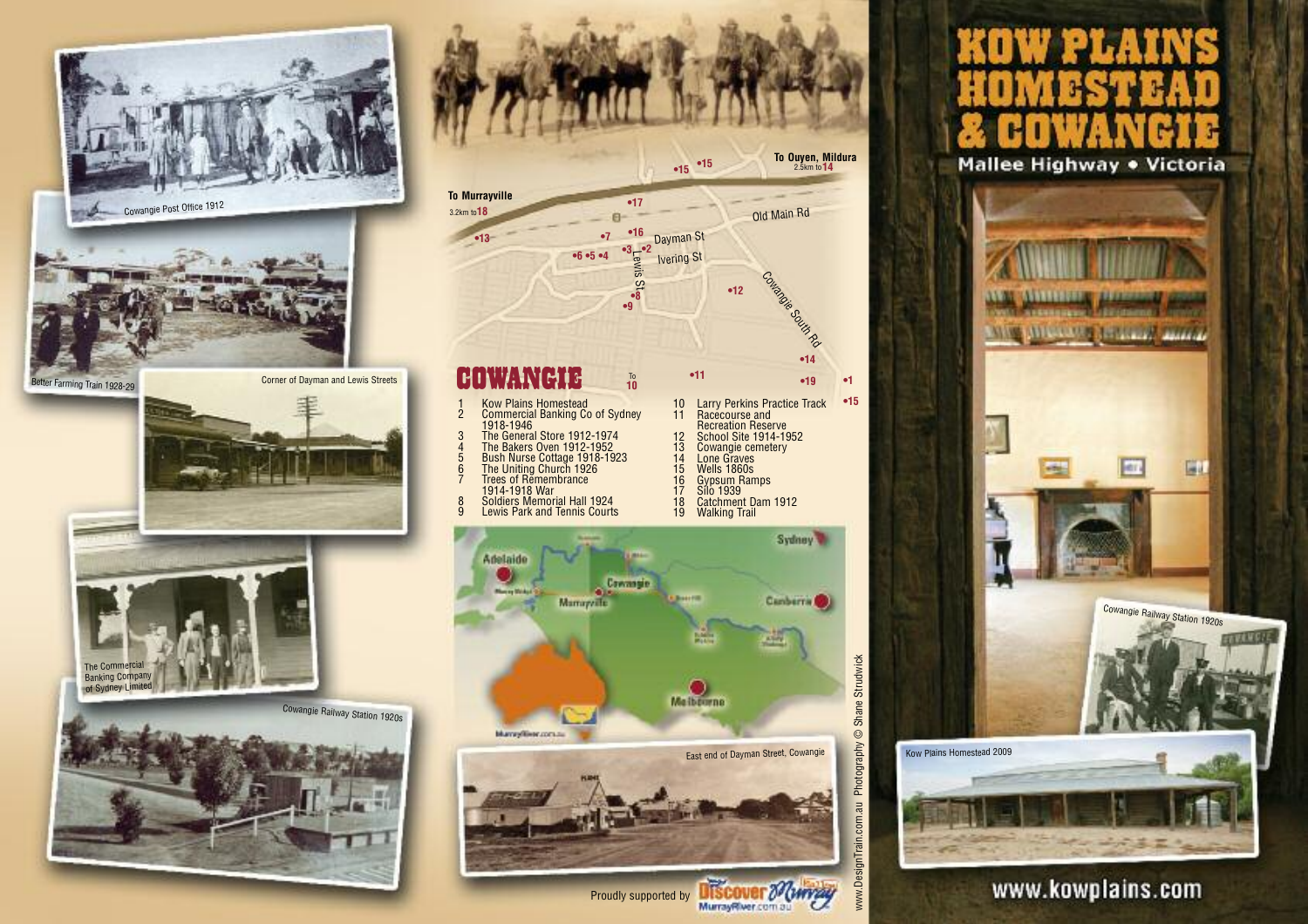# KOW PLAINS HOMESTEAD & COWANGIE

**Mallee Highway • Victoria**

Cowangie Post Office 1912

Better Farming Train 1928-29

Corner of Dayman and Lewis Streets

The Commercial Banking Company of Sydney Limited

Cowangie Railway Station 1920s

To Murrayville 3.2km to 18

To Ouyen, Mildura 2.5km to 14

Old Main Rd

Dayman St

Ivering St

Lewis St

Cowangie South Rd

To 10

## COWANGIE

1. Kow Plains Homestead
2. Commercial Banking Co of Sydney 1918-1946
3. The General Store 1912-1974
4. The Bakers Oven 1912-1952
5. Bush Nurse Cottage 1918-1923
6. The Uniting Church 1926
7. Trees of Remembrance 1914-1918 War
8. Soldiers Memorial Hall 1924
9. Lewis Park and Tennis Courts
10. Larry Perkins Practice Track
11. Racecourse and Recreation Reserve
12. School Site 1914-1952
13. Cowangie cemetery
14. Lone Graves
15. Wells 1860s
16. Gypsum Ramps
17. Silo 1939
18. Catchment Dam 1912
19. Walking Trail

Adelaide · Cowangie · Murrayville · Sydney · Canberra · Melbourne

East end of Dayman Street, Cowangie

Proudly supported by Discover Murray MurrayRiver.com.au

www.DesignTrain.com.au Photography © Shane Strudwick

Cowangie Railway Station 1920s

Kow Plains Homestead 2009

www.kowplains.com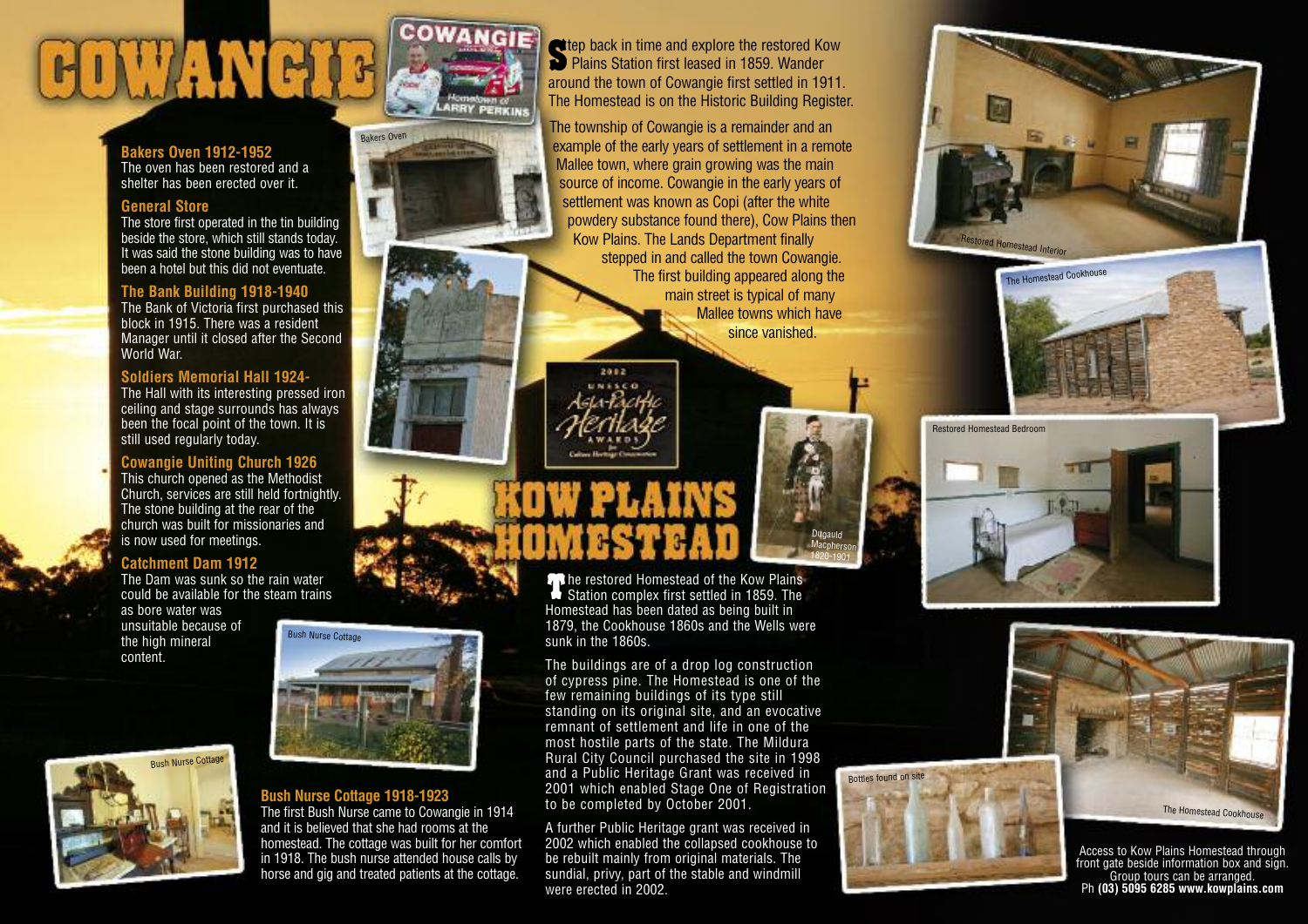# COWANGIE

### Bakers Oven 1912-1952

The oven has been restored and a shelter has been erected over it.

### General Store

The store first operated in the tin building beside the store, which still stands today. It was said the stone building was to have been a hotel but this did not eventuate.

### The Bank Building 1918-1940

The Bank of Victoria first purchased this block in 1915. There was a resident Manager until it closed after the Second World War.

### Soldiers Memorial Hall 1924-

The Hall with its interesting pressed iron ceiling and stage surrounds has always been the focal point of the town. It is still used regularly today.

### Cowangie Uniting Church 1926

This church opened as the Methodist Church, services are still held fortnightly. The stone building at the rear of the church was built for missionaries and is now used for meetings.

### Catchment Dam 1912

The Dam was sunk so the rain water could be available for the steam trains as bore water was unsuitable because of the high mineral content.

Bakers Oven

Bush Nurse Cottage

Bush Nurse Cottage

### Bush Nurse Cottage 1918-1923

The first Bush Nurse came to Cowangie in 1914 and it is believed that she had rooms at the homestead. The cottage was built for her comfort in 1918. The bush nurse attended house calls by horse and gig and treated patients at the cottage.

COWANGIE Hometown of LARRY PERKINS

Step back in time and explore the restored Kow Plains Station first leased in 1859. Wander around the town of Cowangie first settled in 1911. The Homestead is on the Historic Building Register.

The township of Cowangie is a remainder and an example of the early years of settlement in a remote Mallee town, where grain growing was the main source of income. Cowangie in the early years of settlement was known as Copi (after the white powdery substance found there), Cow Plains then Kow Plains. The Lands Department finally stepped in and called the town Cowangie. The first building appeared along the main street is typical of many Mallee towns which have since vanished.

2002 UNESCO Asia-Pacific Heritage Awards for Culture Heritage Conservation

# KOW PLAINS HOMESTEAD

Dugauld Macpherson 1820-1901

The restored Homestead of the Kow Plains Station complex first settled in 1859. The Homestead has been dated as being built in 1879, the Cookhouse 1860s and the Wells were sunk in the 1860s.

The buildings are of a drop log construction of cypress pine. The Homestead is one of the few remaining buildings of its type still standing on its original site, and an evocative remnant of settlement and life in one of the most hostile parts of the state. The Mildura Rural City Council purchased the site in 1998 and a Public Heritage Grant was received in 2001 which enabled Stage One of Registration to be completed by October 2001.

A further Public Heritage grant was received in 2002 which enabled the collapsed cookhouse to be rebuilt mainly from original materials. The sundial, privy, part of the stable and windmill were erected in 2002.

Bottles found on site

Restored Homestead Interior

The Homestead Cookhouse

Restored Homestead Bedroom

The Homestead Cookhouse

Access to Kow Plains Homestead through front gate beside information box and sign. Group tours can be arranged. Ph **(03) 5095 6285 www.kowplains.com**